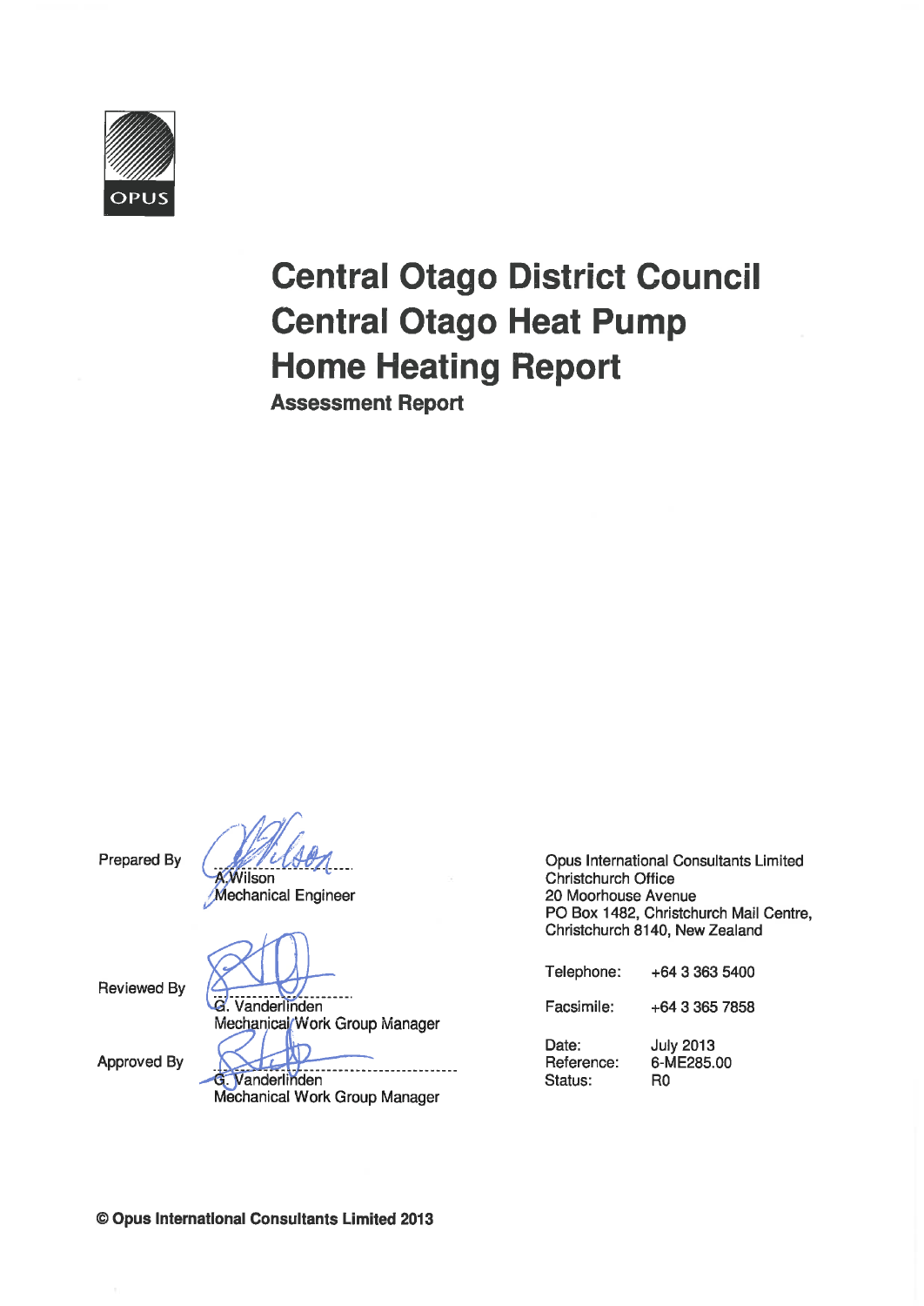OPUS

# Central Otago District Council Central Otago Heat Pump Home Heating Report

## Assessment Report

Prepared By

A.Wilson
Mechanical Engineer

Reviewed By

G. Vanderlinden
Mechanical Work Group Manager

Approved By

G. Vanderlinden
Mechanical Work Group Manager

Opus International Consultants Limited
Christchurch Office
20 Moorhouse Avenue
PO Box 1482, Christchurch Mail Centre,
Christchurch 8140, New Zealand

| | |
|---|---|
| Telephone: | +64 3 363 5400 |
| Facsimile: | +64 3 365 7858 |
| Date: | July 2013 |
| Reference: | 6-ME285.00 |
| Status: | R0 |

**© Opus International Consultants Limited 2013**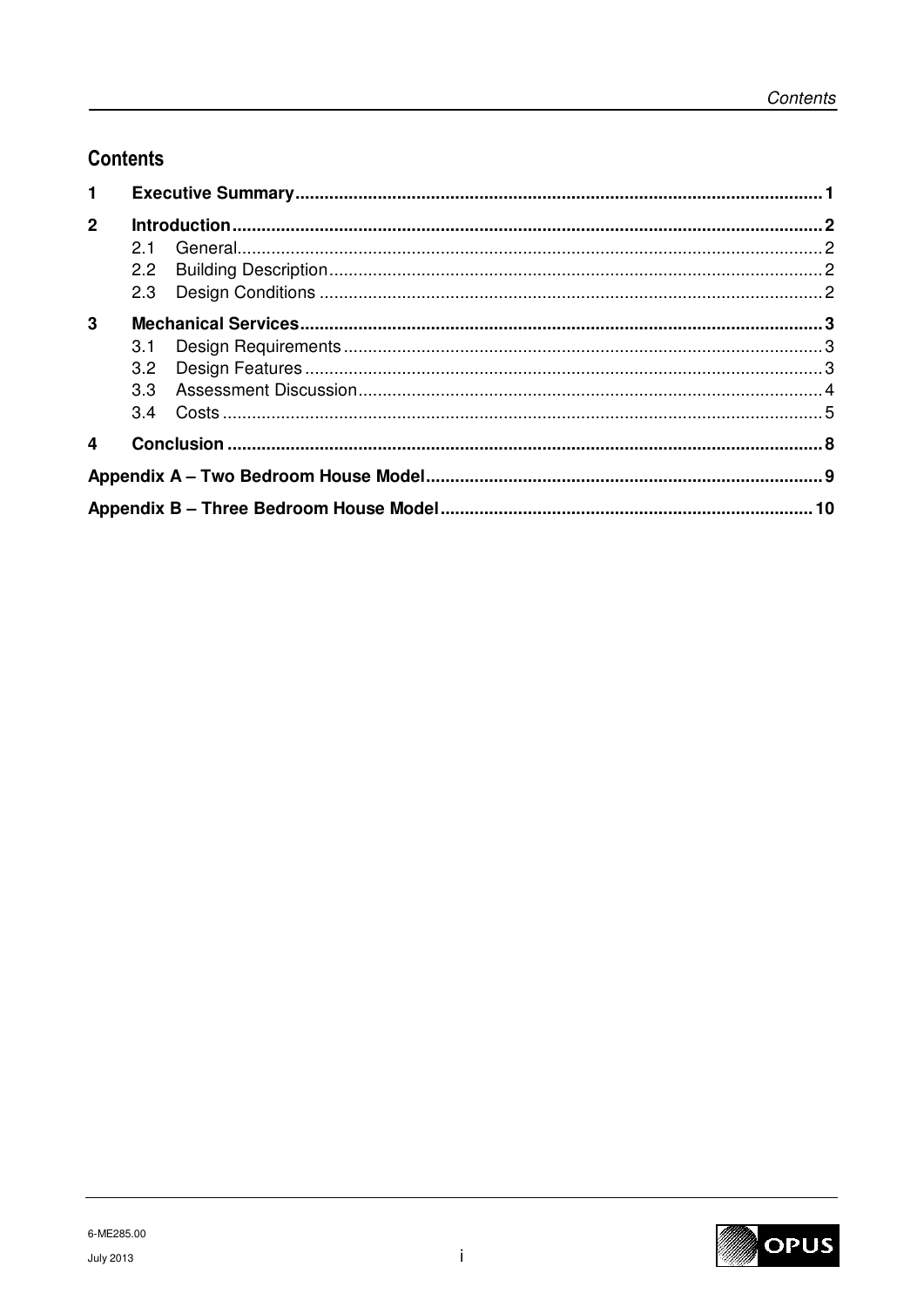# Contents

| | | |
|---|---|---|
| **1** | **Executive Summary** | **1** |
| **2** | **Introduction** | **2** |
| | 2.1 General | 2 |
| | 2.2 Building Description | 2 |
| | 2.3 Design Conditions | 2 |
| **3** | **Mechanical Services** | **3** |
| | 3.1 Design Requirements | 3 |
| | 3.2 Design Features | 3 |
| | 3.3 Assessment Discussion | 4 |
| | 3.4 Costs | 5 |
| **4** | **Conclusion** | **8** |
| | **Appendix A – Two Bedroom House Model** | **9** |
| | **Appendix B – Three Bedroom House Model** | **10** |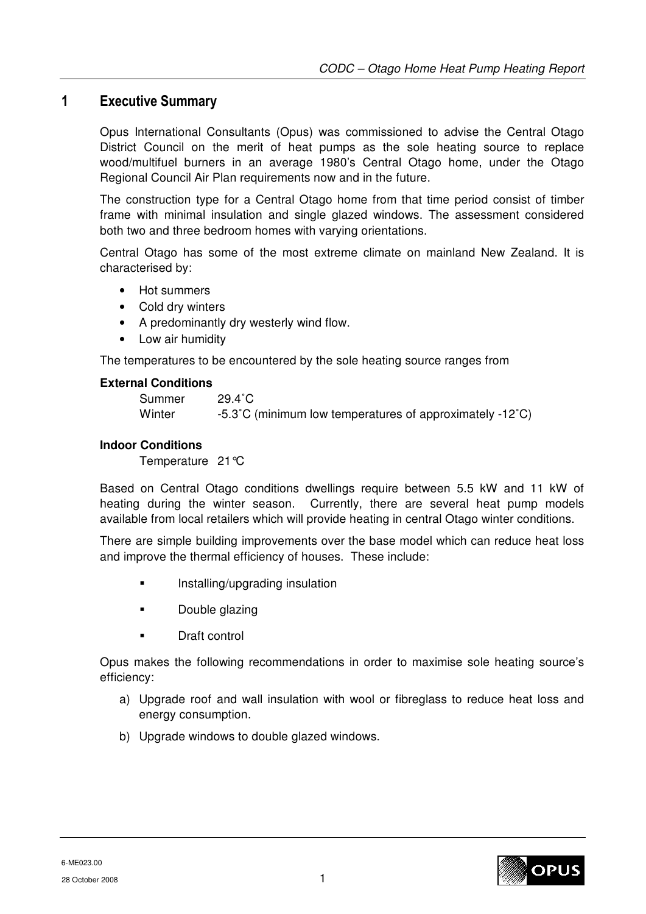# 1 Executive Summary

Opus International Consultants (Opus) was commissioned to advise the Central Otago District Council on the merit of heat pumps as the sole heating source to replace wood/multifuel burners in an average 1980's Central Otago home, under the Otago Regional Council Air Plan requirements now and in the future.

The construction type for a Central Otago home from that time period consist of timber frame with minimal insulation and single glazed windows. The assessment considered both two and three bedroom homes with varying orientations.

Central Otago has some of the most extreme climate on mainland New Zealand. It is characterised by:

- Hot summers
- Cold dry winters
- A predominantly dry westerly wind flow.
- Low air humidity

The temperatures to be encountered by the sole heating source ranges from

**External Conditions**

Summer 29.4˚C
Winter -5.3˚C (minimum low temperatures of approximately -12˚C)

**Indoor Conditions**

Temperature 21°C

Based on Central Otago conditions dwellings require between 5.5 kW and 11 kW of heating during the winter season. Currently, there are several heat pump models available from local retailers which will provide heating in central Otago winter conditions.

There are simple building improvements over the base model which can reduce heat loss and improve the thermal efficiency of houses. These include:

- Installing/upgrading insulation
- Double glazing
- Draft control

Opus makes the following recommendations in order to maximise sole heating source's efficiency:

a) Upgrade roof and wall insulation with wool or fibreglass to reduce heat loss and energy consumption.
b) Upgrade windows to double glazed windows.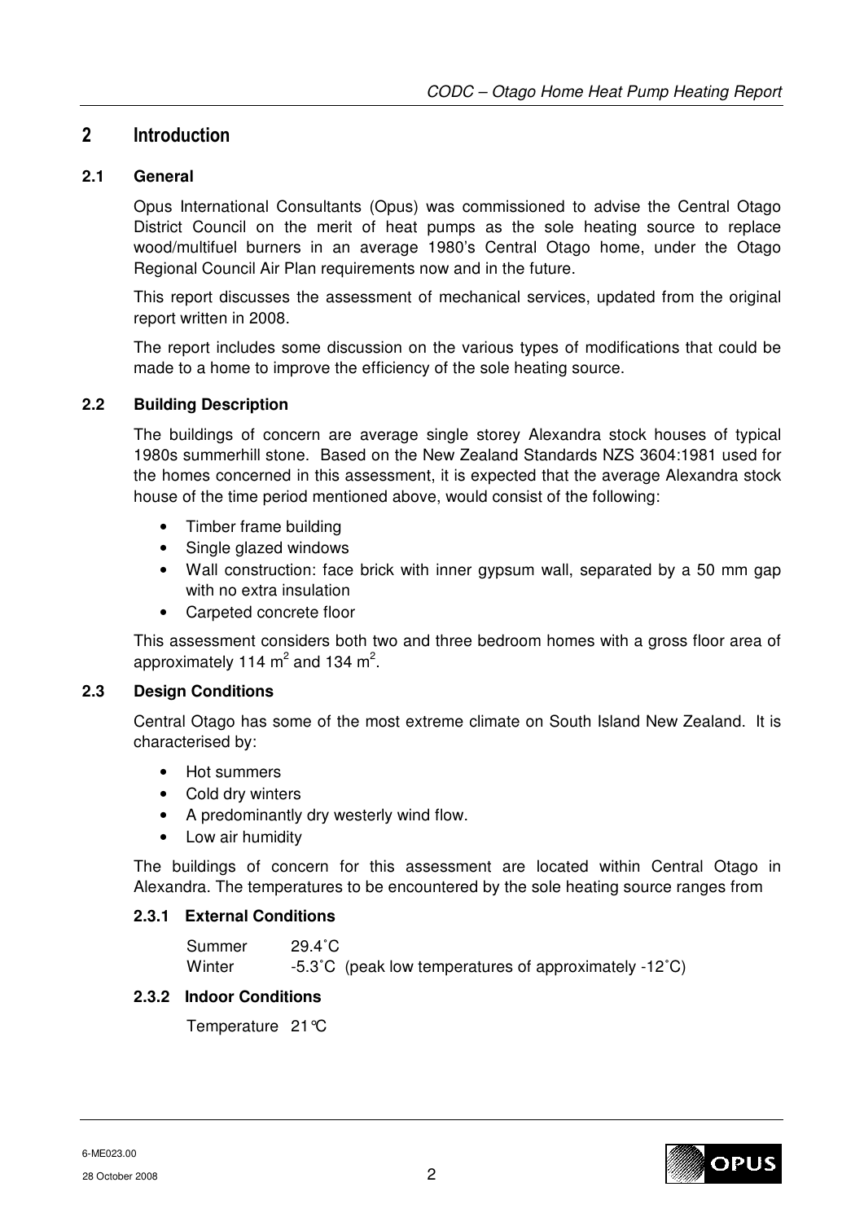# 2 Introduction

## 2.1 General

Opus International Consultants (Opus) was commissioned to advise the Central Otago District Council on the merit of heat pumps as the sole heating source to replace wood/multifuel burners in an average 1980's Central Otago home, under the Otago Regional Council Air Plan requirements now and in the future.

This report discusses the assessment of mechanical services, updated from the original report written in 2008.

The report includes some discussion on the various types of modifications that could be made to a home to improve the efficiency of the sole heating source.

## 2.2 Building Description

The buildings of concern are average single storey Alexandra stock houses of typical 1980s summerhill stone. Based on the New Zealand Standards NZS 3604:1981 used for the homes concerned in this assessment, it is expected that the average Alexandra stock house of the time period mentioned above, would consist of the following:

- Timber frame building
- Single glazed windows
- Wall construction: face brick with inner gypsum wall, separated by a 50 mm gap with no extra insulation
- Carpeted concrete floor

This assessment considers both two and three bedroom homes with a gross floor area of approximately 114 $m^2$ and 134 $m^2$.

## 2.3 Design Conditions

Central Otago has some of the most extreme climate on South Island New Zealand. It is characterised by:

- Hot summers
- Cold dry winters
- A predominantly dry westerly wind flow.
- Low air humidity

The buildings of concern for this assessment are located within Central Otago in Alexandra. The temperatures to be encountered by the sole heating source ranges from

### 2.3.1 External Conditions

Summer 29.4˚C
Winter -5.3˚C (peak low temperatures of approximately -12˚C)

### 2.3.2 Indoor Conditions

Temperature 21°C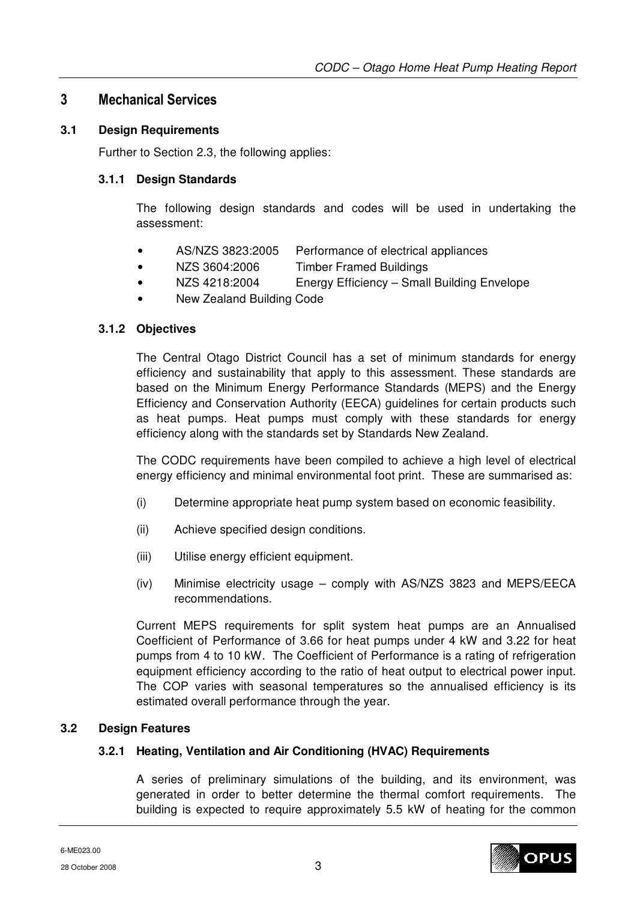# 3 Mechanical Services

## 3.1 Design Requirements

Further to Section 2.3, the following applies:

### 3.1.1 Design Standards

The following design standards and codes will be used in undertaking the assessment:

- AS/NZS 3823:2005 Performance of electrical appliances
- NZS 3604:2006 Timber Framed Buildings
- NZS 4218:2004 Energy Efficiency – Small Building Envelope
- New Zealand Building Code

### 3.1.2 Objectives

The Central Otago District Council has a set of minimum standards for energy efficiency and sustainability that apply to this assessment. These standards are based on the Minimum Energy Performance Standards (MEPS) and the Energy Efficiency and Conservation Authority (EECA) guidelines for certain products such as heat pumps. Heat pumps must comply with these standards for energy efficiency along with the standards set by Standards New Zealand.

The CODC requirements have been compiled to achieve a high level of electrical energy efficiency and minimal environmental foot print. These are summarised as:

(i) Determine appropriate heat pump system based on economic feasibility.

(ii) Achieve specified design conditions.

(iii) Utilise energy efficient equipment.

(iv) Minimise electricity usage – comply with AS/NZS 3823 and MEPS/EECA recommendations.

Current MEPS requirements for split system heat pumps are an Annualised Coefficient of Performance of 3.66 for heat pumps under 4 kW and 3.22 for heat pumps from 4 to 10 kW. The Coefficient of Performance is a rating of refrigeration equipment efficiency according to the ratio of heat output to electrical power input. The COP varies with seasonal temperatures so the annualised efficiency is its estimated overall performance through the year.

## 3.2 Design Features

### 3.2.1 Heating, Ventilation and Air Conditioning (HVAC) Requirements

A series of preliminary simulations of the building, and its environment, was generated in order to better determine the thermal comfort requirements. The building is expected to require approximately 5.5 kW of heating for the common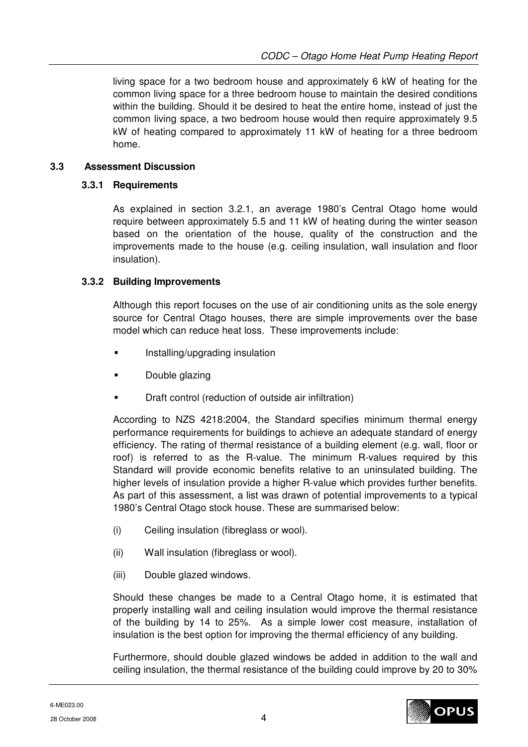living space for a two bedroom house and approximately 6 kW of heating for the common living space for a three bedroom house to maintain the desired conditions within the building. Should it be desired to heat the entire home, instead of just the common living space, a two bedroom house would then require approximately 9.5 kW of heating compared to approximately 11 kW of heating for a three bedroom home.

## 3.3 Assessment Discussion

### 3.3.1 Requirements

As explained in section 3.2.1, an average 1980's Central Otago home would require between approximately 5.5 and 11 kW of heating during the winter season based on the orientation of the house, quality of the construction and the improvements made to the house (e.g. ceiling insulation, wall insulation and floor insulation).

### 3.3.2 Building Improvements

Although this report focuses on the use of air conditioning units as the sole energy source for Central Otago houses, there are simple improvements over the base model which can reduce heat loss. These improvements include:

- Installing/upgrading insulation
- Double glazing
- Draft control (reduction of outside air infiltration)

According to NZS 4218:2004, the Standard specifies minimum thermal energy performance requirements for buildings to achieve an adequate standard of energy efficiency. The rating of thermal resistance of a building element (e.g. wall, floor or roof) is referred to as the R-value. The minimum R-values required by this Standard will provide economic benefits relative to an uninsulated building. The higher levels of insulation provide a higher R-value which provides further benefits. As part of this assessment, a list was drawn of potential improvements to a typical 1980's Central Otago stock house. These are summarised below:

(i) Ceiling insulation (fibreglass or wool).

(ii) Wall insulation (fibreglass or wool).

(iii) Double glazed windows.

Should these changes be made to a Central Otago home, it is estimated that properly installing wall and ceiling insulation would improve the thermal resistance of the building by 14 to 25%. As a simple lower cost measure, installation of insulation is the best option for improving the thermal efficiency of any building.

Furthermore, should double glazed windows be added in addition to the wall and ceiling insulation, the thermal resistance of the building could improve by 20 to 30%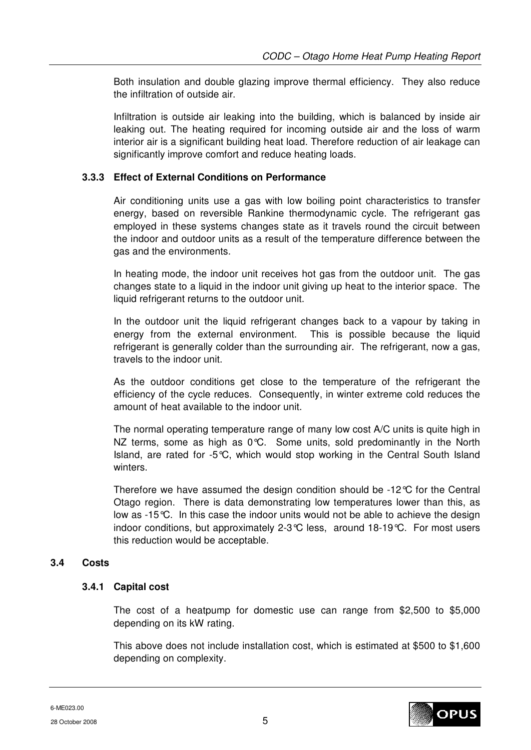Both insulation and double glazing improve thermal efficiency. They also reduce the infiltration of outside air.

Infiltration is outside air leaking into the building, which is balanced by inside air leaking out. The heating required for incoming outside air and the loss of warm interior air is a significant building heat load. Therefore reduction of air leakage can significantly improve comfort and reduce heating loads.

### 3.3.3 Effect of External Conditions on Performance

Air conditioning units use a gas with low boiling point characteristics to transfer energy, based on reversible Rankine thermodynamic cycle. The refrigerant gas employed in these systems changes state as it travels round the circuit between the indoor and outdoor units as a result of the temperature difference between the gas and the environments.

In heating mode, the indoor unit receives hot gas from the outdoor unit. The gas changes state to a liquid in the indoor unit giving up heat to the interior space. The liquid refrigerant returns to the outdoor unit.

In the outdoor unit the liquid refrigerant changes back to a vapour by taking in energy from the external environment. This is possible because the liquid refrigerant is generally colder than the surrounding air. The refrigerant, now a gas, travels to the indoor unit.

As the outdoor conditions get close to the temperature of the refrigerant the efficiency of the cycle reduces. Consequently, in winter extreme cold reduces the amount of heat available to the indoor unit.

The normal operating temperature range of many low cost A/C units is quite high in NZ terms, some as high as 0°C. Some units, sold predominantly in the North Island, are rated for -5°C, which would stop working in the Central South Island winters.

Therefore we have assumed the design condition should be -12°C for the Central Otago region. There is data demonstrating low temperatures lower than this, as low as -15°C. In this case the indoor units would not be able to achieve the design indoor conditions, but approximately 2-3°C less, around 18-19°C. For most users this reduction would be acceptable.

## 3.4 Costs

### 3.4.1 Capital cost

The cost of a heatpump for domestic use can range from $2,500 to $5,000 depending on its kW rating.

This above does not include installation cost, which is estimated at $500 to $1,600 depending on complexity.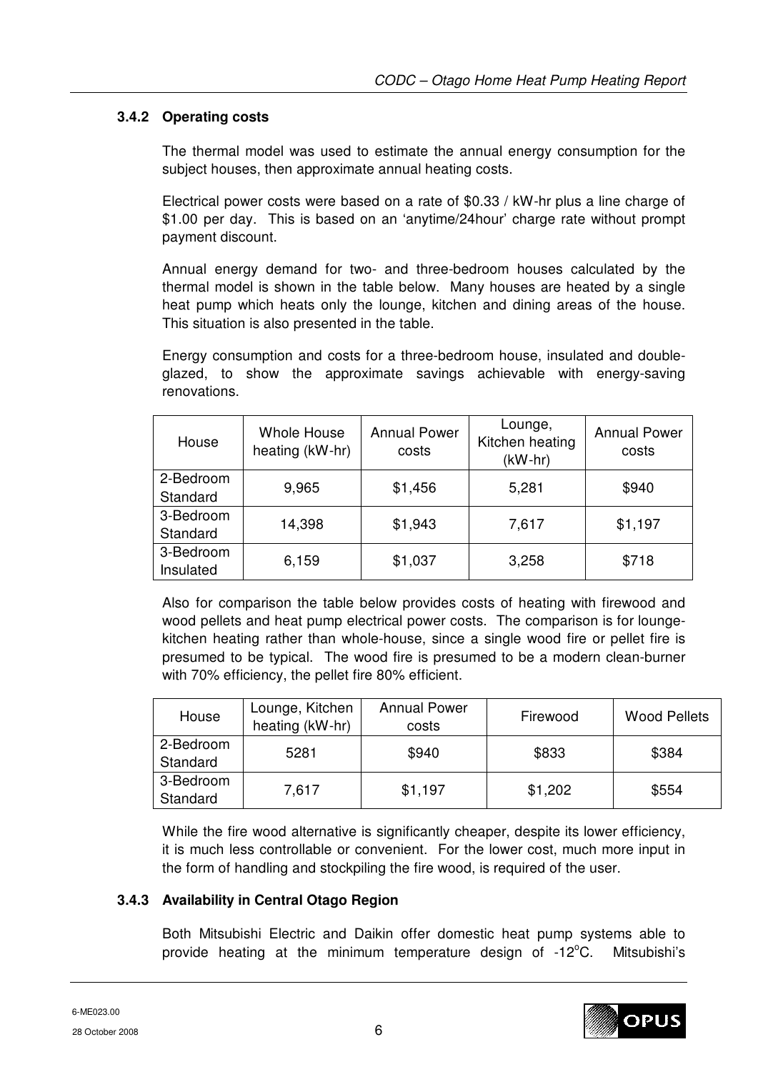### 3.4.2 Operating costs

The thermal model was used to estimate the annual energy consumption for the subject houses, then approximate annual heating costs.

Electrical power costs were based on a rate of $0.33 / kW-hr plus a line charge of $1.00 per day. This is based on an 'anytime/24hour' charge rate without prompt payment discount.

Annual energy demand for two- and three-bedroom houses calculated by the thermal model is shown in the table below. Many houses are heated by a single heat pump which heats only the lounge, kitchen and dining areas of the house. This situation is also presented in the table.

Energy consumption and costs for a three-bedroom house, insulated and double-glazed, to show the approximate savings achievable with energy-saving renovations.

| House | Whole House heating (kW-hr) | Annual Power costs | Lounge, Kitchen heating (kW-hr) | Annual Power costs |
|---|---|---|---|---|
| 2-Bedroom Standard | 9,965 | $1,456 | 5,281 | $940 |
| 3-Bedroom Standard | 14,398 | $1,943 | 7,617 | $1,197 |
| 3-Bedroom Insulated | 6,159 | $1,037 | 3,258 | $718 |

Also for comparison the table below provides costs of heating with firewood and wood pellets and heat pump electrical power costs. The comparison is for lounge-kitchen heating rather than whole-house, since a single wood fire or pellet fire is presumed to be typical. The wood fire is presumed to be a modern clean-burner with 70% efficiency, the pellet fire 80% efficient.

| House | Lounge, Kitchen heating (kW-hr) | Annual Power costs | Firewood | Wood Pellets |
|---|---|---|---|---|
| 2-Bedroom Standard | 5281 | $940 | $833 | $384 |
| 3-Bedroom Standard | 7,617 | $1,197 | $1,202 | $554 |

While the fire wood alternative is significantly cheaper, despite its lower efficiency, it is much less controllable or convenient. For the lower cost, much more input in the form of handling and stockpiling the fire wood, is required of the user.

### 3.4.3 Availability in Central Otago Region

Both Mitsubishi Electric and Daikin offer domestic heat pump systems able to provide heating at the minimum temperature design of -12°C. Mitsubishi's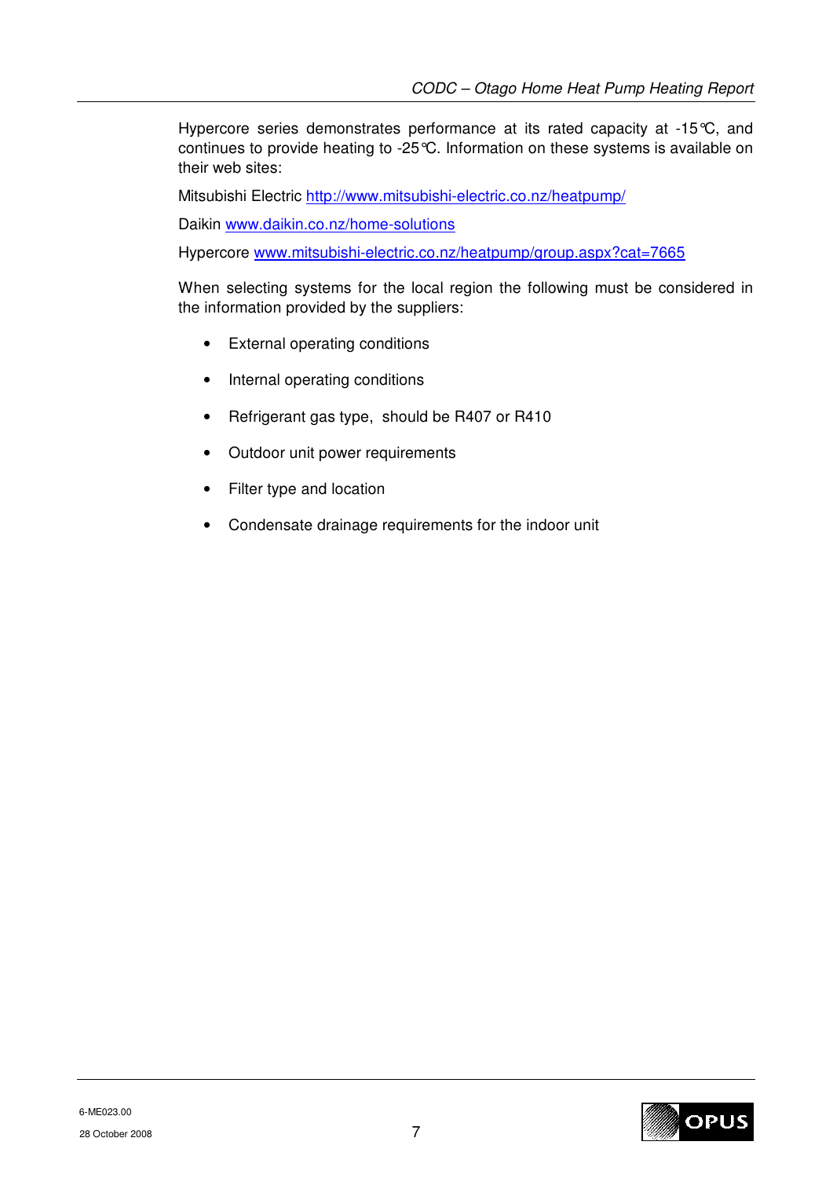Hypercore series demonstrates performance at its rated capacity at -15℃, and continues to provide heating to -25℃. Information on these systems is available on their web sites:

Mitsubishi Electric http://www.mitsubishi-electric.co.nz/heatpump/

Daikin www.daikin.co.nz/home-solutions

Hypercore www.mitsubishi-electric.co.nz/heatpump/group.aspx?cat=7665

When selecting systems for the local region the following must be considered in the information provided by the suppliers:

- External operating conditions
- Internal operating conditions
- Refrigerant gas type, should be R407 or R410
- Outdoor unit power requirements
- Filter type and location
- Condensate drainage requirements for the indoor unit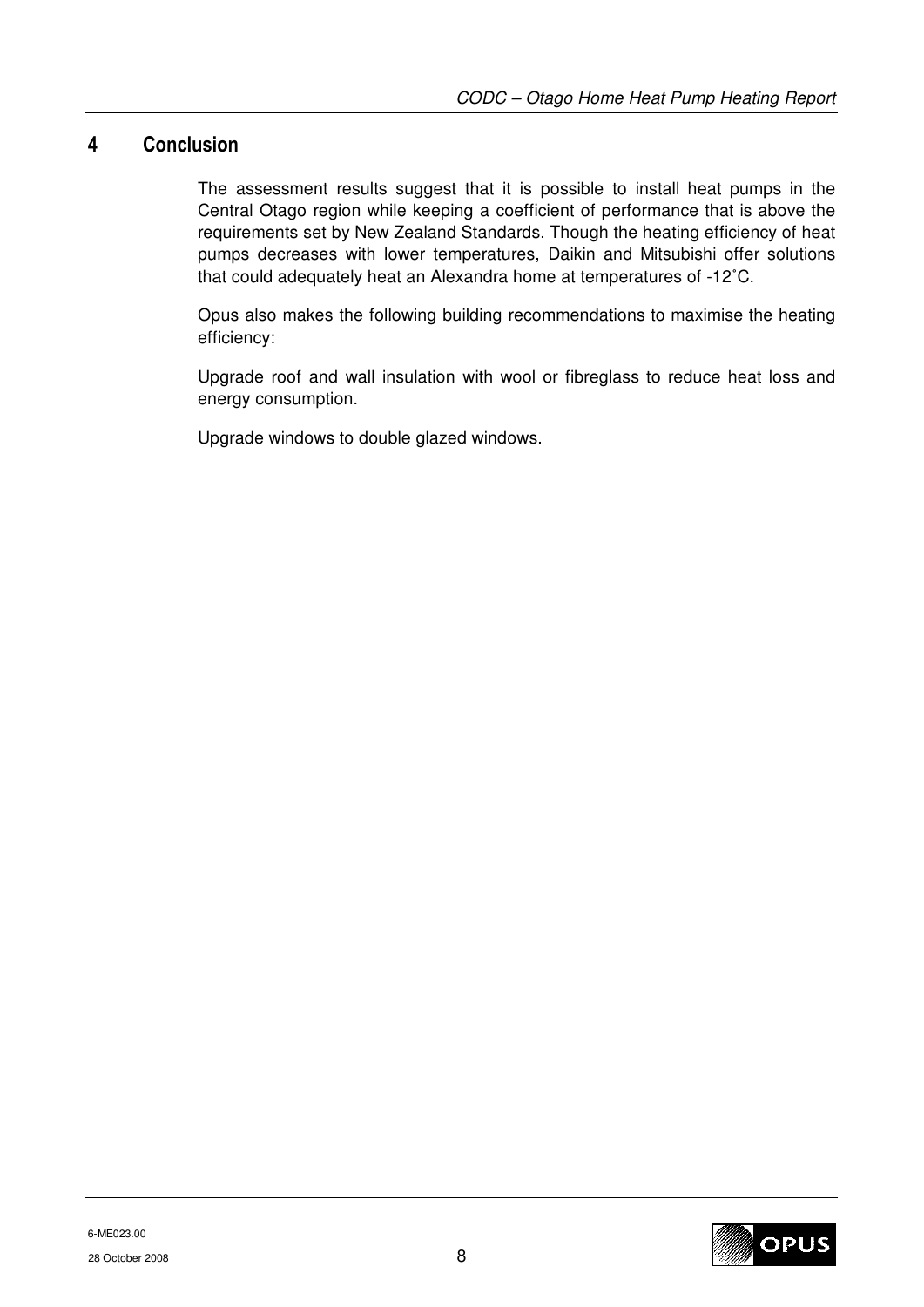# 4 Conclusion

The assessment results suggest that it is possible to install heat pumps in the Central Otago region while keeping a coefficient of performance that is above the requirements set by New Zealand Standards. Though the heating efficiency of heat pumps decreases with lower temperatures, Daikin and Mitsubishi offer solutions that could adequately heat an Alexandra home at temperatures of -12˚C.

Opus also makes the following building recommendations to maximise the heating efficiency:

Upgrade roof and wall insulation with wool or fibreglass to reduce heat loss and energy consumption.

Upgrade windows to double glazed windows.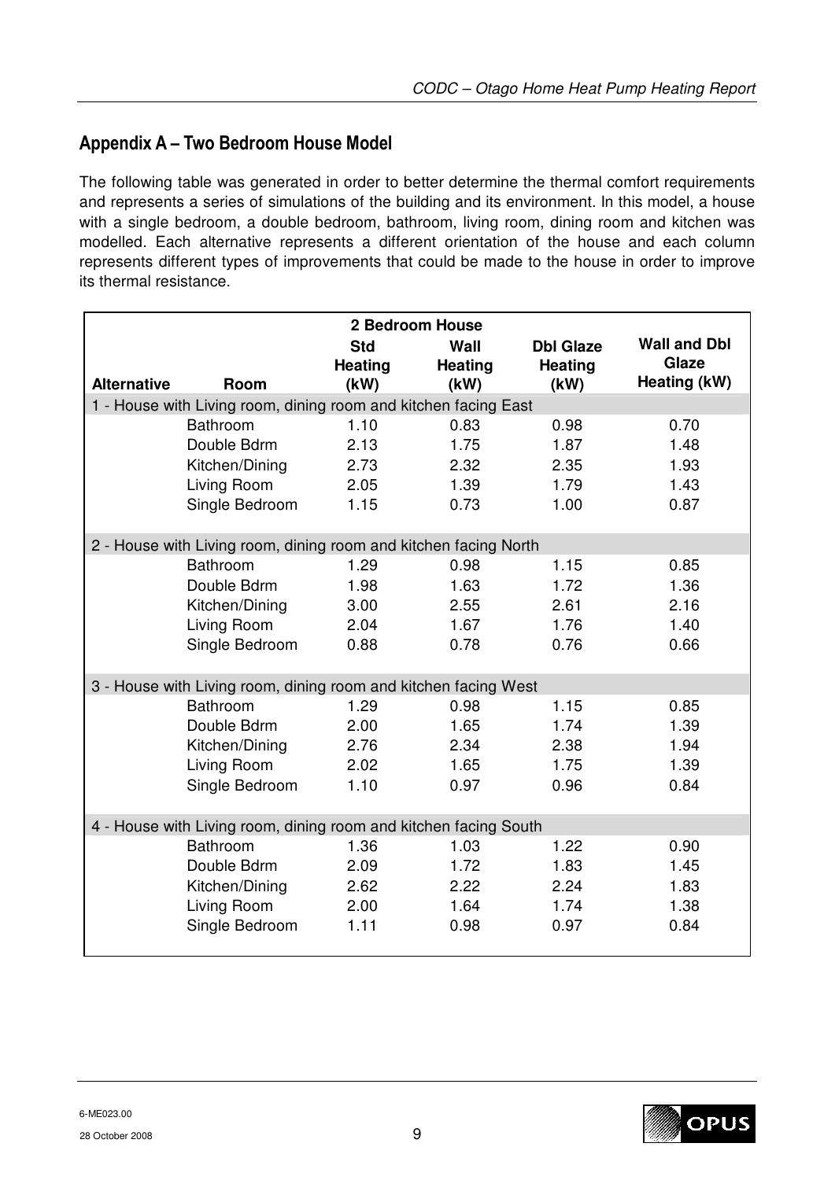## Appendix A – Two Bedroom House Model

The following table was generated in order to better determine the thermal comfort requirements and represents a series of simulations of the building and its environment. In this model, a house with a single bedroom, a double bedroom, bathroom, living room, dining room and kitchen was modelled. Each alternative represents a different orientation of the house and each column represents different types of improvements that could be made to the house in order to improve its thermal resistance.

| 2 Bedroom House | | | | | |
|---|---|---|---|---|---|
| **Alternative** | **Room** | **Std Heating (kW)** | **Wall Heating (kW)** | **Dbl Glaze Heating (kW)** | **Wall and Dbl Glaze Heating (kW)** |
| 1 - House with Living room, dining room and kitchen facing East | | | | | |
| | Bathroom | 1.10 | 0.83 | 0.98 | 0.70 |
| | Double Bdrm | 2.13 | 1.75 | 1.87 | 1.48 |
| | Kitchen/Dining | 2.73 | 2.32 | 2.35 | 1.93 |
| | Living Room | 2.05 | 1.39 | 1.79 | 1.43 |
| | Single Bedroom | 1.15 | 0.73 | 1.00 | 0.87 |
| 2 - House with Living room, dining room and kitchen facing North | | | | | |
| | Bathroom | 1.29 | 0.98 | 1.15 | 0.85 |
| | Double Bdrm | 1.98 | 1.63 | 1.72 | 1.36 |
| | Kitchen/Dining | 3.00 | 2.55 | 2.61 | 2.16 |
| | Living Room | 2.04 | 1.67 | 1.76 | 1.40 |
| | Single Bedroom | 0.88 | 0.78 | 0.76 | 0.66 |
| 3 - House with Living room, dining room and kitchen facing West | | | | | |
| | Bathroom | 1.29 | 0.98 | 1.15 | 0.85 |
| | Double Bdrm | 2.00 | 1.65 | 1.74 | 1.39 |
| | Kitchen/Dining | 2.76 | 2.34 | 2.38 | 1.94 |
| | Living Room | 2.02 | 1.65 | 1.75 | 1.39 |
| | Single Bedroom | 1.10 | 0.97 | 0.96 | 0.84 |
| 4 - House with Living room, dining room and kitchen facing South | | | | | |
| | Bathroom | 1.36 | 1.03 | 1.22 | 0.90 |
| | Double Bdrm | 2.09 | 1.72 | 1.83 | 1.45 |
| | Kitchen/Dining | 2.62 | 2.22 | 2.24 | 1.83 |
| | Living Room | 2.00 | 1.64 | 1.74 | 1.38 |
| | Single Bedroom | 1.11 | 0.98 | 0.97 | 0.84 |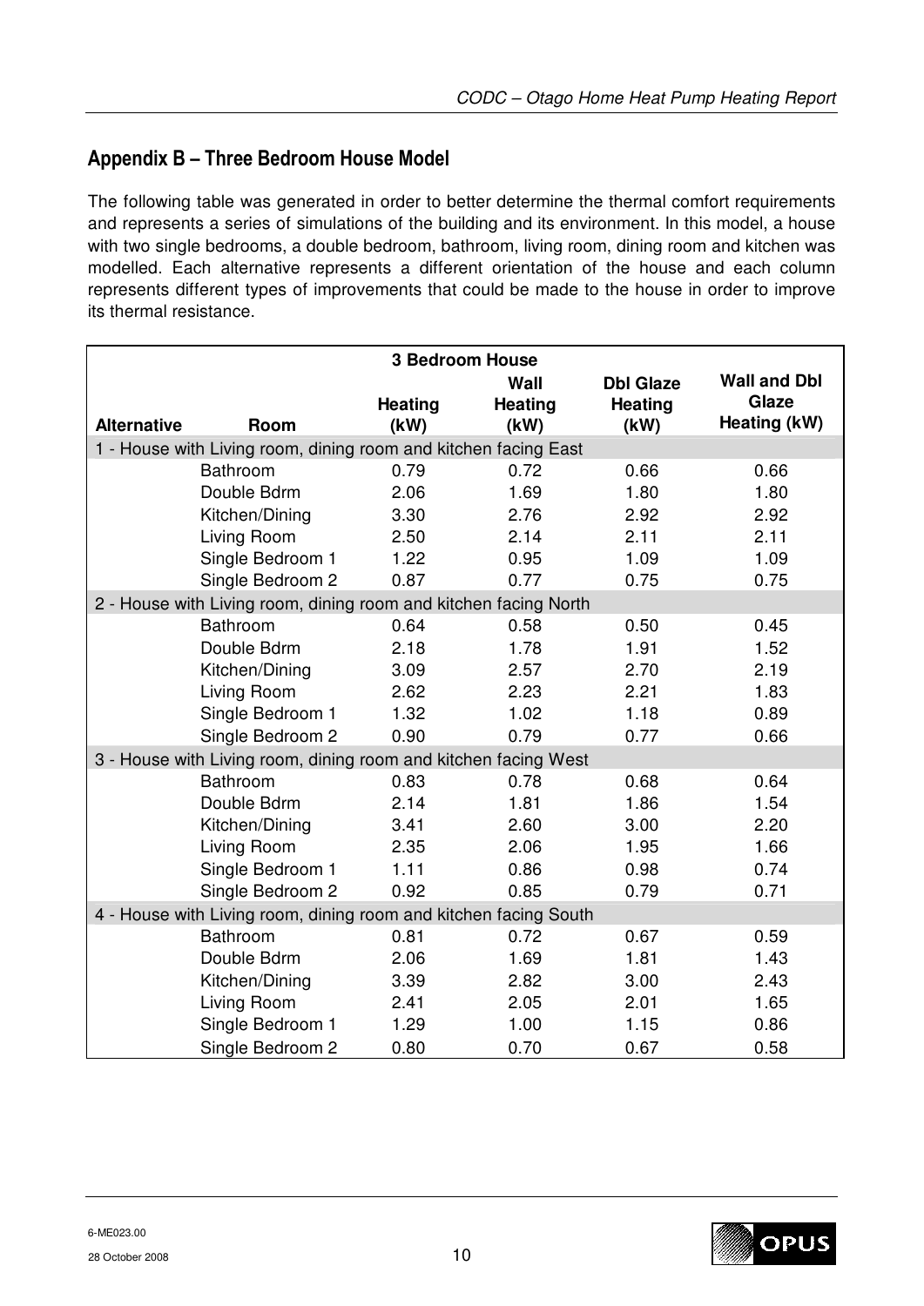## Appendix B – Three Bedroom House Model

The following table was generated in order to better determine the thermal comfort requirements and represents a series of simulations of the building and its environment. In this model, a house with two single bedrooms, a double bedroom, bathroom, living room, dining room and kitchen was modelled. Each alternative represents a different orientation of the house and each column represents different types of improvements that could be made to the house in order to improve its thermal resistance.

| 3 Bedroom House | | | | | |
|---|---|---|---|---|---|
| **Alternative** | **Room** | **Heating (kW)** | **Wall Heating (kW)** | **Dbl Glaze Heating (kW)** | **Wall and Dbl Glaze Heating (kW)** |
| 1 - House with Living room, dining room and kitchen facing East | | | | | |
| | Bathroom | 0.79 | 0.72 | 0.66 | 0.66 |
| | Double Bdrm | 2.06 | 1.69 | 1.80 | 1.80 |
| | Kitchen/Dining | 3.30 | 2.76 | 2.92 | 2.92 |
| | Living Room | 2.50 | 2.14 | 2.11 | 2.11 |
| | Single Bedroom 1 | 1.22 | 0.95 | 1.09 | 1.09 |
| | Single Bedroom 2 | 0.87 | 0.77 | 0.75 | 0.75 |
| 2 - House with Living room, dining room and kitchen facing North | | | | | |
| | Bathroom | 0.64 | 0.58 | 0.50 | 0.45 |
| | Double Bdrm | 2.18 | 1.78 | 1.91 | 1.52 |
| | Kitchen/Dining | 3.09 | 2.57 | 2.70 | 2.19 |
| | Living Room | 2.62 | 2.23 | 2.21 | 1.83 |
| | Single Bedroom 1 | 1.32 | 1.02 | 1.18 | 0.89 |
| | Single Bedroom 2 | 0.90 | 0.79 | 0.77 | 0.66 |
| 3 - House with Living room, dining room and kitchen facing West | | | | | |
| | Bathroom | 0.83 | 0.78 | 0.68 | 0.64 |
| | Double Bdrm | 2.14 | 1.81 | 1.86 | 1.54 |
| | Kitchen/Dining | 3.41 | 2.60 | 3.00 | 2.20 |
| | Living Room | 2.35 | 2.06 | 1.95 | 1.66 |
| | Single Bedroom 1 | 1.11 | 0.86 | 0.98 | 0.74 |
| | Single Bedroom 2 | 0.92 | 0.85 | 0.79 | 0.71 |
| 4 - House with Living room, dining room and kitchen facing South | | | | | |
| | Bathroom | 0.81 | 0.72 | 0.67 | 0.59 |
| | Double Bdrm | 2.06 | 1.69 | 1.81 | 1.43 |
| | Kitchen/Dining | 3.39 | 2.82 | 3.00 | 2.43 |
| | Living Room | 2.41 | 2.05 | 2.01 | 1.65 |
| | Single Bedroom 1 | 1.29 | 1.00 | 1.15 | 0.86 |
| | Single Bedroom 2 | 0.80 | 0.70 | 0.67 | 0.58 |